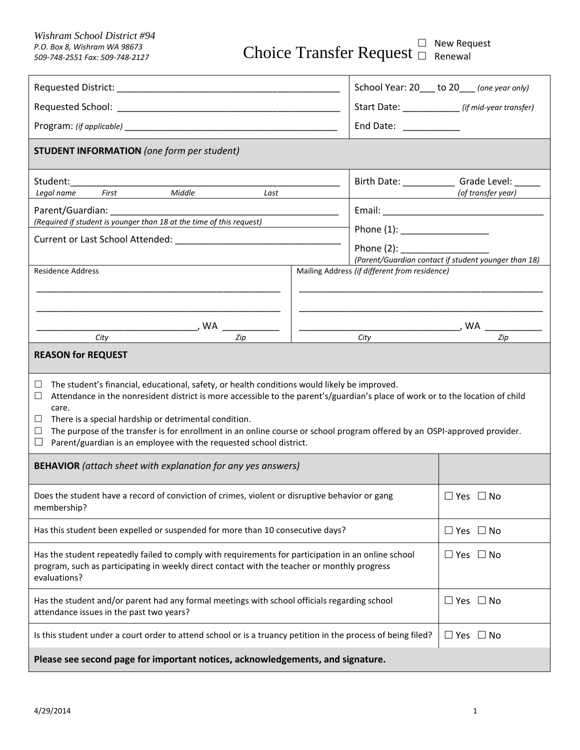*Wishram School District #94*
*P.O. Box 8, Wishram WA 98673*
*509-748-2551 Fax: 509-748-2127*

# Choice Transfer Request

☐ New Request
☐ Renewal

| | |
|---|---|
| Requested District: ___________________________________________ | School Year: 20___ to 20___ *(one year only)* |
| Requested School: ___________________________________________ | Start Date: ___________ *(if mid-year transfer)* |
| Program: *(if applicable)* ___________________________________________ | End Date: ___________ |

**STUDENT INFORMATION** *(one form per student)*

| | |
|---|---|
| Student: _____________________________________________________<br>*Legal name First Middle Last* | Birth Date: __________ Grade Level: _____<br>*(of transfer year)* |
| Parent/Guardian: ___________________________________________<br>*(Required if student is younger than 18 at the time of this request)* | Email: _______________________________ |
| Current or Last School Attended: _______________________________ | Phone (1): _________________<br>Phone (2): _________________<br>*(Parent/Guardian contact if student younger than 18)* |

| Residence Address | Mailing Address *(if different from residence)* |
|---|---|
| _______________________________________________ | _______________________________________________ |
| _______________________________________________ | _______________________________________________ |
| ______________________________, WA ___________<br>*City Zip* | ______________________________, WA ___________<br>*City Zip* |

**REASON for REQUEST**

☐ The student's financial, educational, safety, or health conditions would likely be improved.
☐ Attendance in the nonresident district is more accessible to the parent's/guardian's place of work or to the location of child care.
☐ There is a special hardship or detrimental condition.
☐ The purpose of the transfer is for enrollment in an online course or school program offered by an OSPI-approved provider.
☐ Parent/guardian is an employee with the requested school district.

| **BEHAVIOR** *(attach sheet with explanation for any yes answers)* | |
|---|---|
| Does the student have a record of conviction of crimes, violent or disruptive behavior or gang membership? | ☐ Yes ☐ No |
| Has this student been expelled or suspended for more than 10 consecutive days? | ☐ Yes ☐ No |
| Has the student repeatedly failed to comply with requirements for participation in an online school program, such as participating in weekly direct contact with the teacher or monthly progress evaluations? | ☐ Yes ☐ No |
| Has the student and/or parent had any formal meetings with school officials regarding school attendance issues in the past two years? | ☐ Yes ☐ No |
| Is this student under a court order to attend school or is a truancy petition in the process of being filed? | ☐ Yes ☐ No |

**Please see second page for important notices, acknowledgements, and signature.**

4/29/2014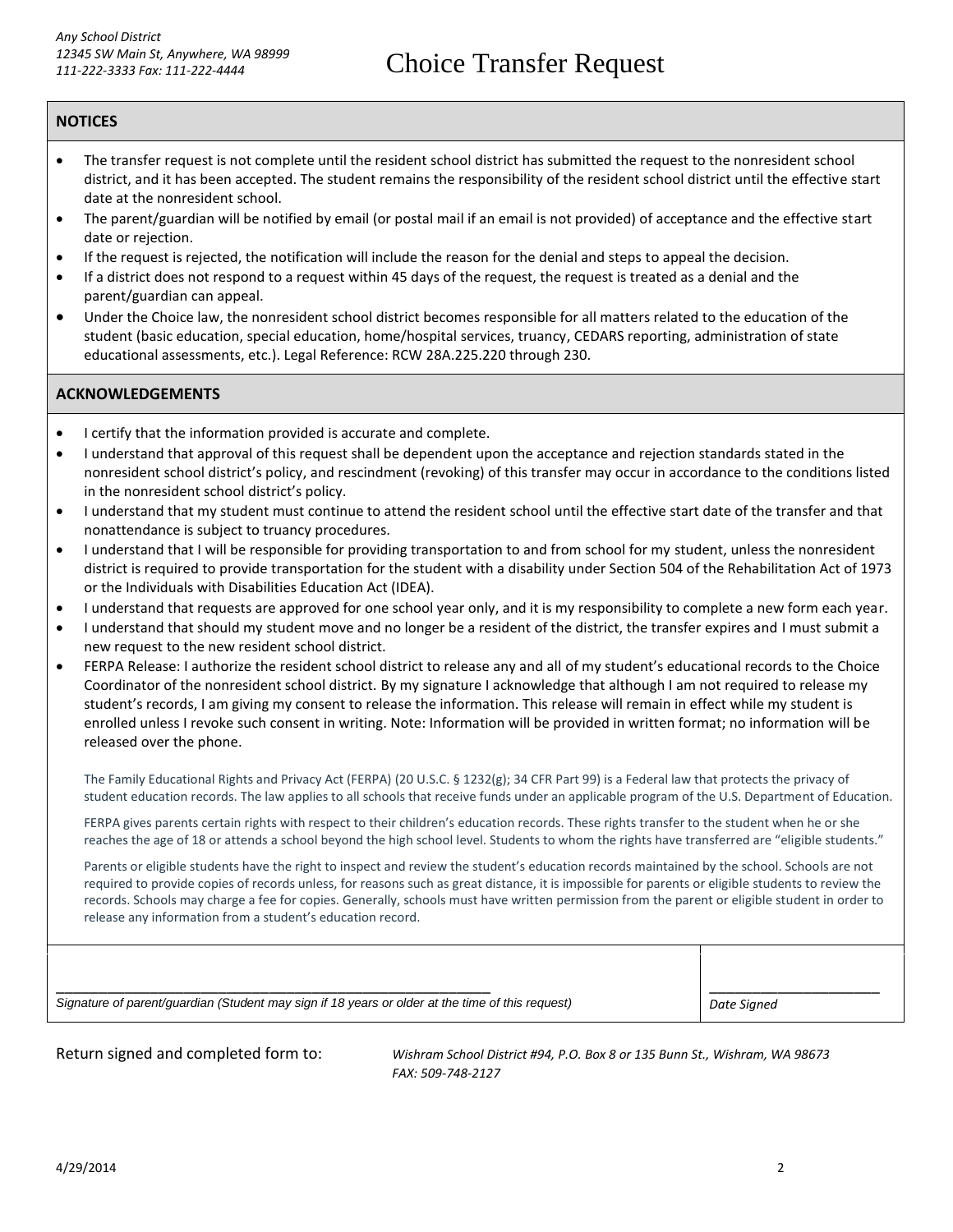*Any School District*
*12345 SW Main St, Anywhere, WA 98999*
*111-222-3333 Fax: 111-222-4444*

# Choice Transfer Request

## NOTICES

- The transfer request is not complete until the resident school district has submitted the request to the nonresident school district, and it has been accepted. The student remains the responsibility of the resident school district until the effective start date at the nonresident school.
- The parent/guardian will be notified by email (or postal mail if an email is not provided) of acceptance and the effective start date or rejection.
- If the request is rejected, the notification will include the reason for the denial and steps to appeal the decision.
- If a district does not respond to a request within 45 days of the request, the request is treated as a denial and the parent/guardian can appeal.
- Under the Choice law, the nonresident school district becomes responsible for all matters related to the education of the student (basic education, special education, home/hospital services, truancy, CEDARS reporting, administration of state educational assessments, etc.). Legal Reference: RCW 28A.225.220 through 230.

## ACKNOWLEDGEMENTS

- I certify that the information provided is accurate and complete.
- I understand that approval of this request shall be dependent upon the acceptance and rejection standards stated in the nonresident school district's policy, and rescindment (revoking) of this transfer may occur in accordance to the conditions listed in the nonresident school district's policy.
- I understand that my student must continue to attend the resident school until the effective start date of the transfer and that nonattendance is subject to truancy procedures.
- I understand that I will be responsible for providing transportation to and from school for my student, unless the nonresident district is required to provide transportation for the student with a disability under Section 504 of the Rehabilitation Act of 1973 or the Individuals with Disabilities Education Act (IDEA).
- I understand that requests are approved for one school year only, and it is my responsibility to complete a new form each year.
- I understand that should my student move and no longer be a resident of the district, the transfer expires and I must submit a new request to the new resident school district.
- FERPA Release: I authorize the resident school district to release any and all of my student's educational records to the Choice Coordinator of the nonresident school district. By my signature I acknowledge that although I am not required to release my student's records, I am giving my consent to release the information. This release will remain in effect while my student is enrolled unless I revoke such consent in writing. Note: Information will be provided in written format; no information will be released over the phone.

The Family Educational Rights and Privacy Act (FERPA) (20 U.S.C. § 1232(g); 34 CFR Part 99) is a Federal law that protects the privacy of student education records. The law applies to all schools that receive funds under an applicable program of the U.S. Department of Education.

FERPA gives parents certain rights with respect to their children's education records. These rights transfer to the student when he or she reaches the age of 18 or attends a school beyond the high school level. Students to whom the rights have transferred are "eligible students."

Parents or eligible students have the right to inspect and review the student's education records maintained by the school. Schools are not required to provide copies of records unless, for reasons such as great distance, it is impossible for parents or eligible students to review the records. Schools may charge a fee for copies. Generally, schools must have written permission from the parent or eligible student in order to release any information from a student's education record.

| | |
|---|---|
| ______________________________________________ *Signature of parent/guardian (Student may sign if 18 years or older at the time of this request)* | ____________________ *Date Signed* |

Return signed and completed form to: *Wishram School District #94, P.O. Box 8 or 135 Bunn St., Wishram, WA 98673*
*FAX: 509-748-2127*

4/29/2014